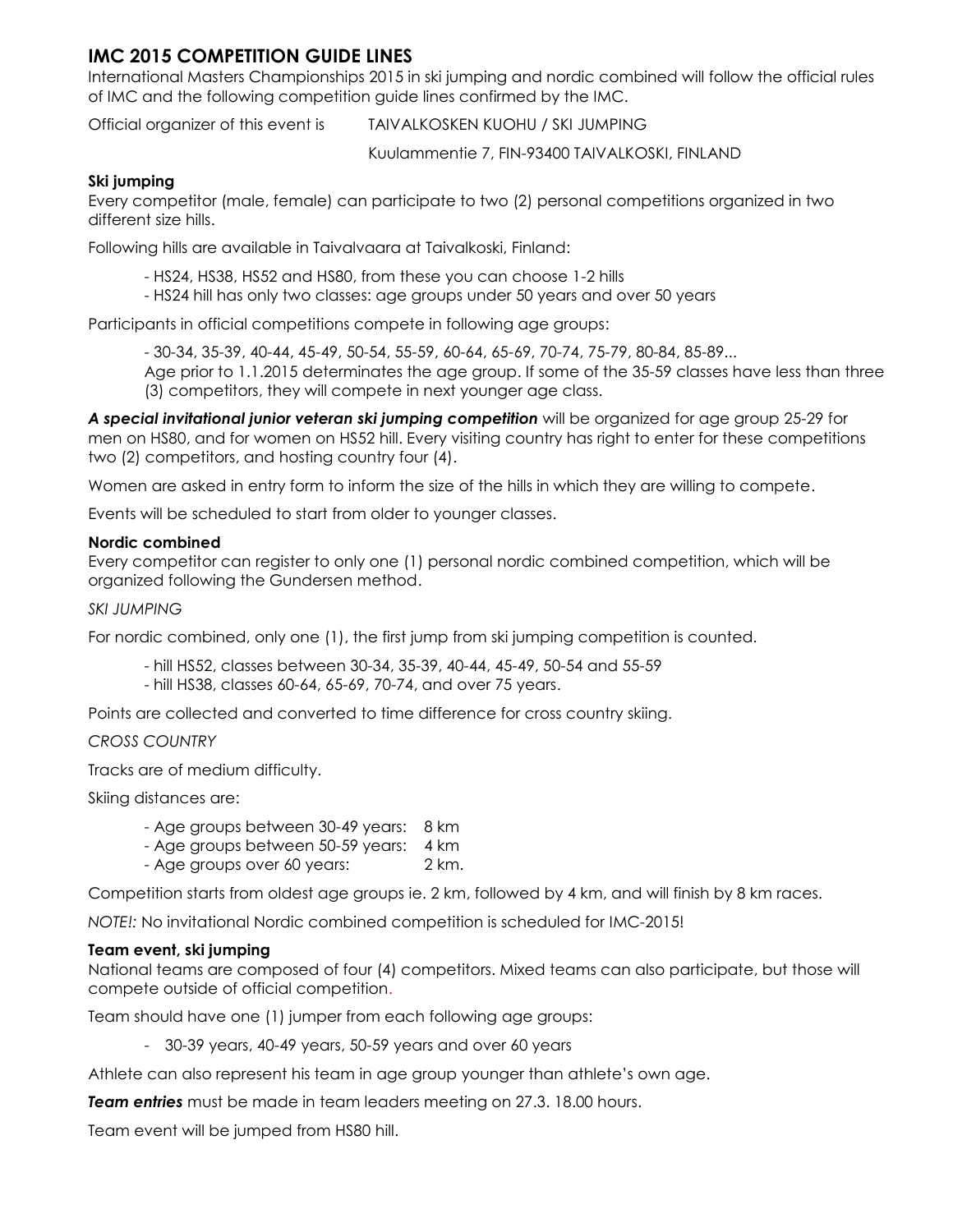# IMC 2015 COMPETITION GUIDE LINES

International Masters Championships 2015 in ski jumping and nordic combined will follow the official rules of IMC and the following competition guide lines confirmed by the IMC.

Official organizer of this event is TAIVALKOSKEN KUOHU / SKI JUMPING

Kuulammentie 7, FIN-93400 TAIVALKOSKI, FINLAND

**Ski jumping**

Every competitor (male, female) can participate to two (2) personal competitions organized in two different size hills.

Following hills are available in Taivalvaara at Taivalkoski, Finland:

- HS24, HS38, HS52 and HS80, from these you can choose 1-2 hills
- HS24 hill has only two classes: age groups under 50 years and over 50 years

Participants in official competitions compete in following age groups:

- 30-34, 35-39, 40-44, 45-49, 50-54, 55-59, 60-64, 65-69, 70-74, 75-79, 80-84, 85-89...

  Age prior to 1.1.2015 determinates the age group. If some of the 35-59 classes have less than three (3) competitors, they will compete in next younger age class.

***A special invitational junior veteran ski jumping competition*** will be organized for age group 25-29 for men on HS80, and for women on HS52 hill. Every visiting country has right to enter for these competitions two (2) competitors, and hosting country four (4).

Women are asked in entry form to inform the size of the hills in which they are willing to compete.

Events will be scheduled to start from older to younger classes.

**Nordic combined**

Every competitor can register to only one (1) personal nordic combined competition, which will be organized following the Gundersen method.

*SKI JUMPING*

For nordic combined, only one (1), the first jump from ski jumping competition is counted.

- hill HS52, classes between 30-34, 35-39, 40-44, 45-49, 50-54 and 55-59
- hill HS38, classes 60-64, 65-69, 70-74, and over 75 years.

Points are collected and converted to time difference for cross country skiing.

*CROSS COUNTRY*

Tracks are of medium difficulty.

Skiing distances are:

- Age groups between 30-49 years: 8 km
- Age groups between 50-59 years: 4 km
- Age groups over 60 years: 2 km.

Competition starts from oldest age groups ie. 2 km, followed by 4 km, and will finish by 8 km races.

*NOTE!:* No invitational Nordic combined competition is scheduled for IMC-2015!

**Team event, ski jumping**

National teams are composed of four (4) competitors. Mixed teams can also participate, but those will compete outside of official competition.

Team should have one (1) jumper from each following age groups:

- 30-39 years, 40-49 years, 50-59 years and over 60 years

Athlete can also represent his team in age group younger than athlete's own age.

***Team entries*** must be made in team leaders meeting on 27.3. 18.00 hours.

Team event will be jumped from HS80 hill.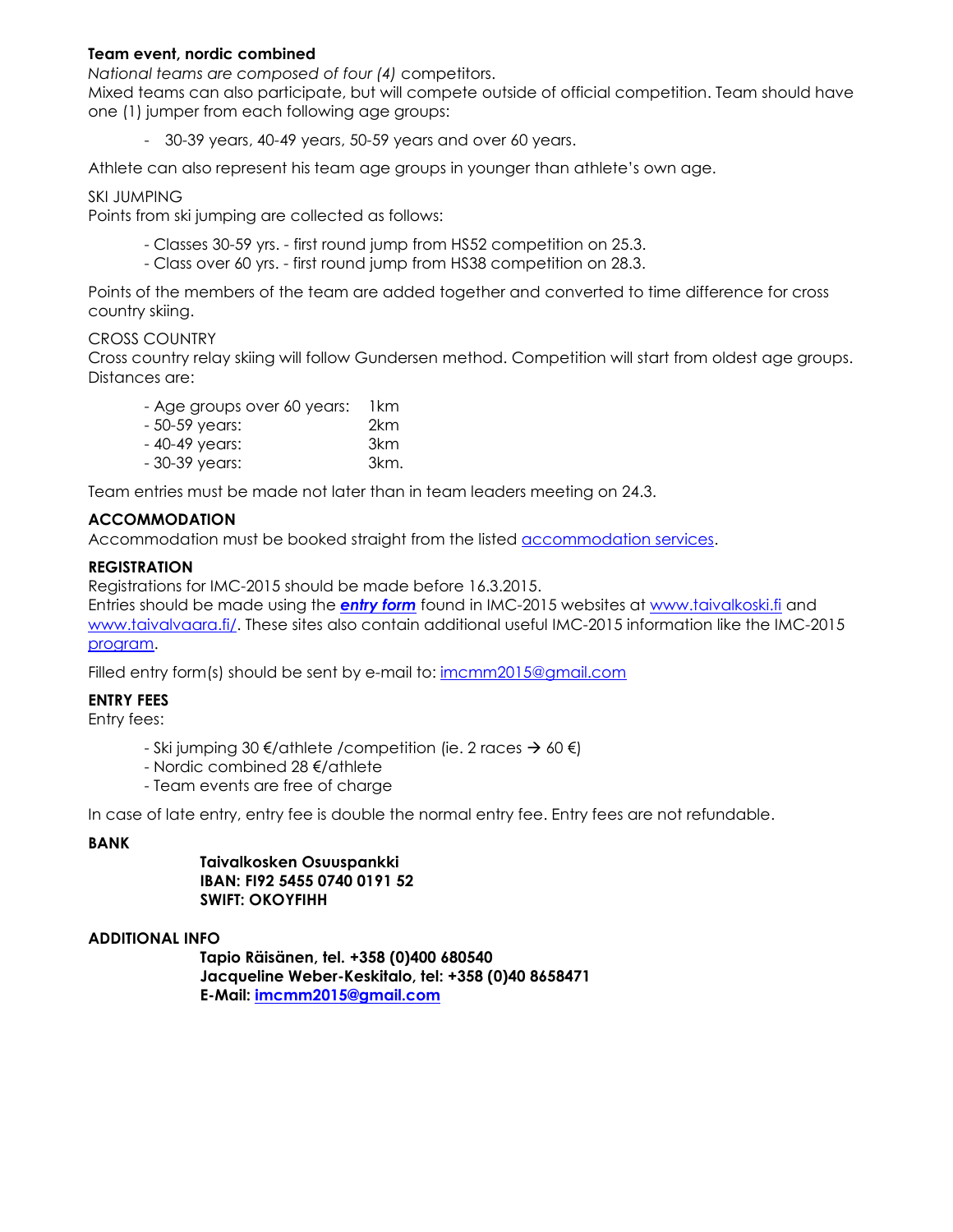**Team event, nordic combined**

*National teams are composed of four (4)* competitors.

Mixed teams can also participate, but will compete outside of official competition. Team should have one (1) jumper from each following age groups:

- 30-39 years, 40-49 years, 50-59 years and over 60 years.

Athlete can also represent his team age groups in younger than athlete's own age.

SKI JUMPING

Points from ski jumping are collected as follows:

- Classes 30-59 yrs. - first round jump from HS52 competition on 25.3.
- Class over 60 yrs. - first round jump from HS38 competition on 28.3.

Points of the members of the team are added together and converted to time difference for cross country skiing.

CROSS COUNTRY

Cross country relay skiing will follow Gundersen method. Competition will start from oldest age groups. Distances are:

| | |
|---|---|
| - Age groups over 60 years: | 1km |
| - 50-59 years: | 2km |
| - 40-49 years: | 3km |
| - 30-39 years: | 3km. |

Team entries must be made not later than in team leaders meeting on 24.3.

**ACCOMMODATION**

Accommodation must be booked straight from the listed accommodation services.

**REGISTRATION**

Registrations for IMC-2015 should be made before 16.3.2015.

Entries should be made using the ***entry form*** found in IMC-2015 websites at www.taivalkoski.fi and www.taivalvaara.fi/. These sites also contain additional useful IMC-2015 information like the IMC-2015 program.

Filled entry form(s) should be sent by e-mail to: imcmm2015@gmail.com

**ENTRY FEES**

Entry fees:

- Ski jumping 30 €/athlete /competition (ie. 2 races → 60 €)
- Nordic combined 28 €/athlete
- Team events are free of charge

In case of late entry, entry fee is double the normal entry fee. Entry fees are not refundable.

**BANK**

**Taivalkosken Osuuspankki**
**IBAN: FI92 5455 0740 0191 52**
**SWIFT: OKOYFIHH**

**ADDITIONAL INFO**

**Tapio Räisänen, tel. +358 (0)400 680540**
**Jacqueline Weber-Keskitalo, tel: +358 (0)40 8658471**
**E-Mail: imcmm2015@gmail.com**